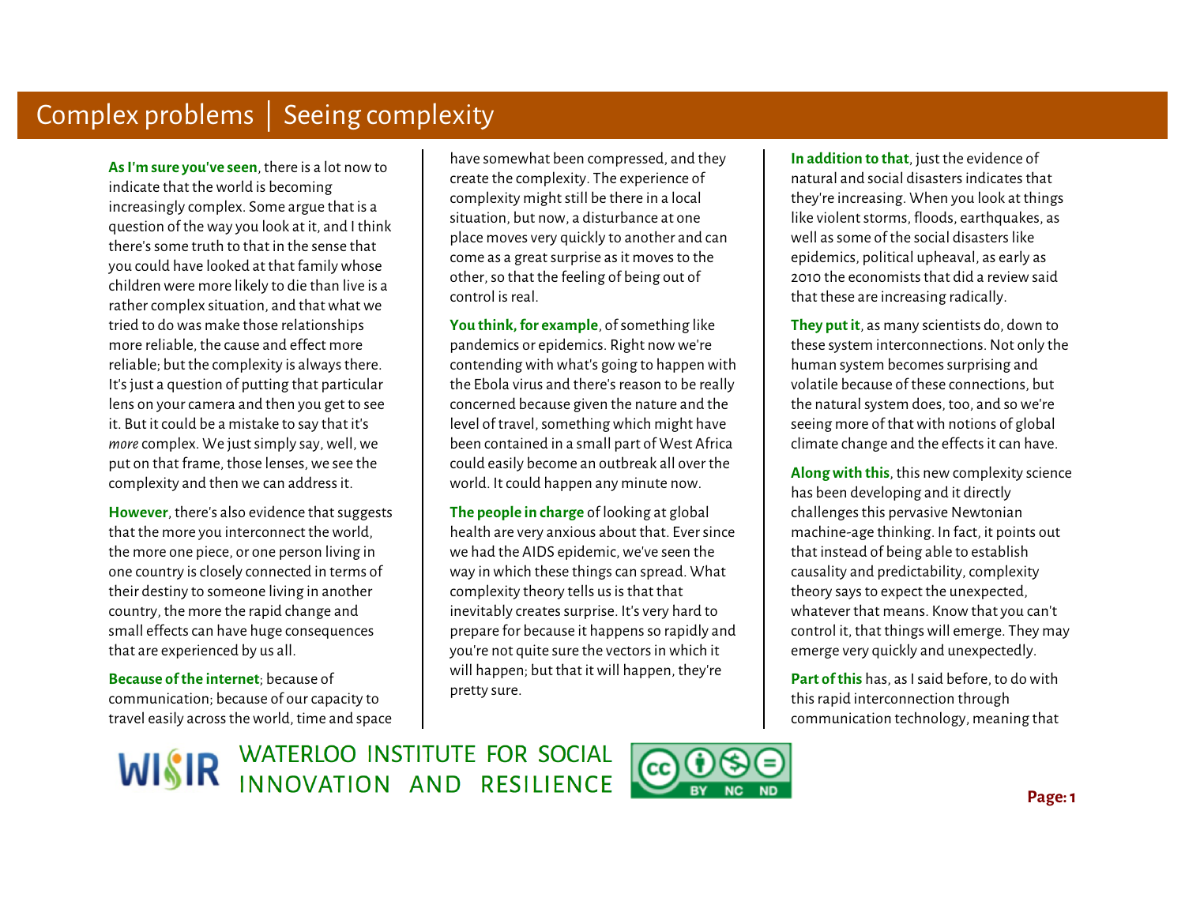# Complex problems | Seeing complexity

**As I'm sure you've seen**, there is a lot now to indicate that the world is becoming increasingly complex. Some argue that is a question of the way you look at it, and I think there's some truth to that in the sense that you could have looked at that family whose children were more likely to die than live is a rather complex situation, and that what we tried to do was make those relationships more reliable, the cause and effect more reliable; but the complexity is always there. It's just a question of putting that particular lens on your camera and then you get to see it. But it could be a mistake to say that it's *more* complex. We just simply say, well, we put on that frame, those lenses, we see the complexity and then we can address it.

**However**, there's also evidence that suggests that the more you interconnect the world, the more one piece, or one person living in one country is closely connected in terms of their destiny to someone living in another country, the more the rapid change and small effects can have huge consequences that are experienced by us all.

**Because of the internet**; because of communication; because of our capacity to travel easily across the world, time and space have somewhat been compressed, and they create the complexity. The experience of complexity might still be there in a local situation, but now, a disturbance at one place moves very quickly to another and can come as a great surprise as it moves to the other, so that the feeling of being out of control is real.

**You think, for example**, of something like pandemics or epidemics. Right now we're contending with what's going to happen with the Ebola virus and there's reason to be really concerned because given the nature and the level of travel, something which might have been contained in a small part of West Africa could easily become an outbreak all over the world. It could happen any minute now.

**The people in charge** of looking at global health are very anxious about that. Ever since we had the AIDS epidemic, we've seen the way in which these things can spread. What complexity theory tells us is that that inevitably creates surprise. It's very hard to prepare for because it happens so rapidly and you're not quite sure the vectors in which it will happen; but that it will happen, they're pretty sure.

**In addition to that**, just the evidence of natural and social disasters indicates that they're increasing. When you look at things like violent storms, floods, earthquakes, as well as some of the social disasters like epidemics, political upheaval, as early as 2010 the economists that did a review said that these are increasing radically.

**They put it**, as many scientists do, down to these system interconnections. Not only the human system becomes surprising and volatile because of these connections, but the natural system does, too, and so we're seeing more of that with notions of global climate change and the effects it can have.

**Along with this**, this new complexity science has been developing and it directly challenges this pervasive Newtonian machine-age thinking. In fact, it points out that instead of being able to establish causality and predictability, complexity theory says to expect the unexpected, whatever that means. Know that you can't control it, that things will emerge. They may emerge very quickly and unexpectedly.

**Part of this** has, as I said before, to do with this rapid interconnection through communication technology, meaning that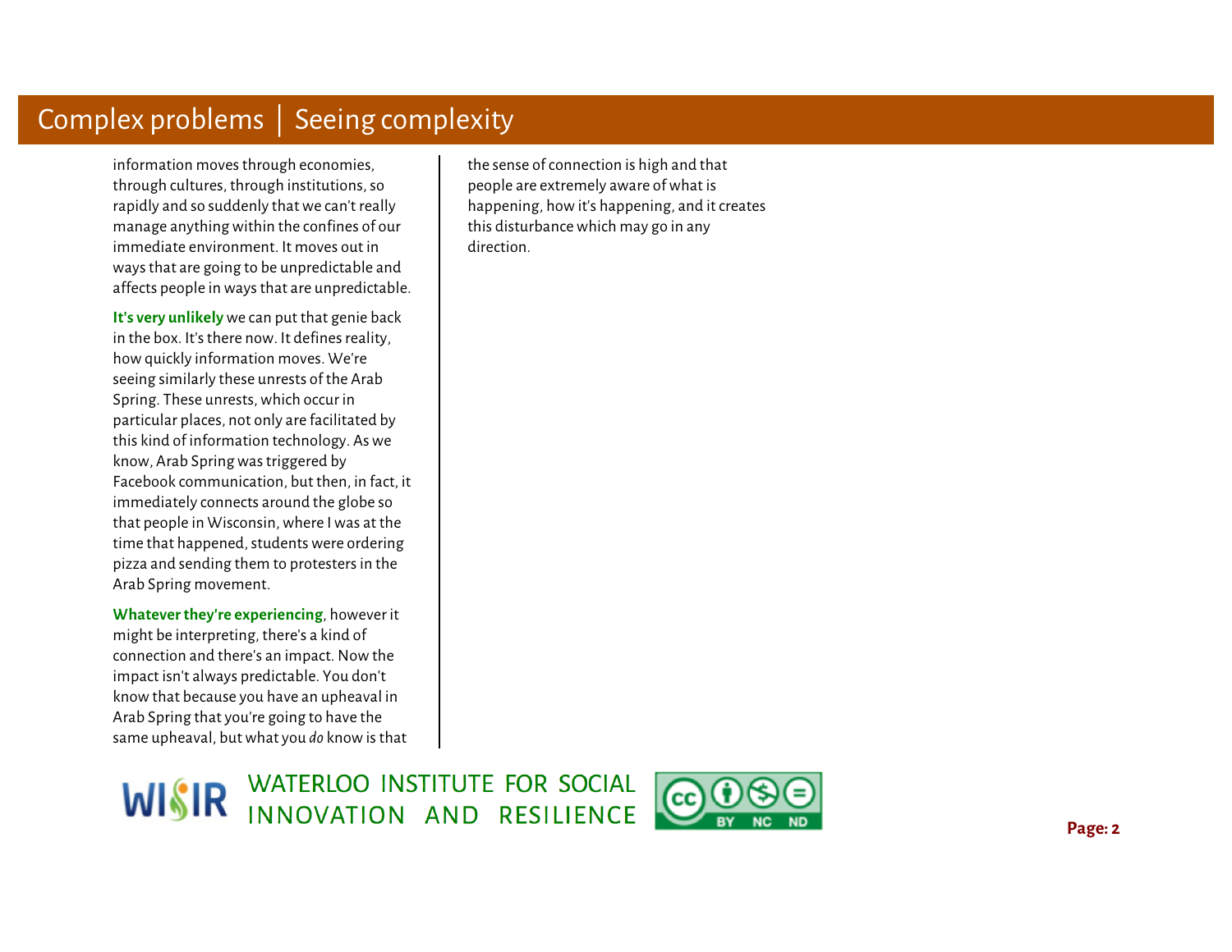information moves through economies, through cultures, through institutions, so rapidly and so suddenly that we can't really manage anything within the confines of our immediate environment. It moves out in ways that are going to be unpredictable and affects people in ways that are unpredictable.

**It's very unlikely** we can put that genie back in the box. It's there now. It defines reality, how quickly information moves. We're seeing similarly these unrests of the Arab Spring. These unrests, which occur in particular places, not only are facilitated by this kind of information technology. As we know, Arab Spring was triggered by Facebook communication, but then, in fact, it immediately connects around the globe so that people in Wisconsin, where I was at the time that happened, students were ordering pizza and sending them to protesters in the Arab Spring movement.

**Whatever they're experiencing**, however it might be interpreting, there's a kind of connection and there's an impact. Now the impact isn't always predictable. You don't know that because you have an upheaval in Arab Spring that you're going to have the same upheaval, but what you *do* know is that the sense of connection is high and that people are extremely aware of what is happening, how it's happening, and it creates this disturbance which may go in any direction.